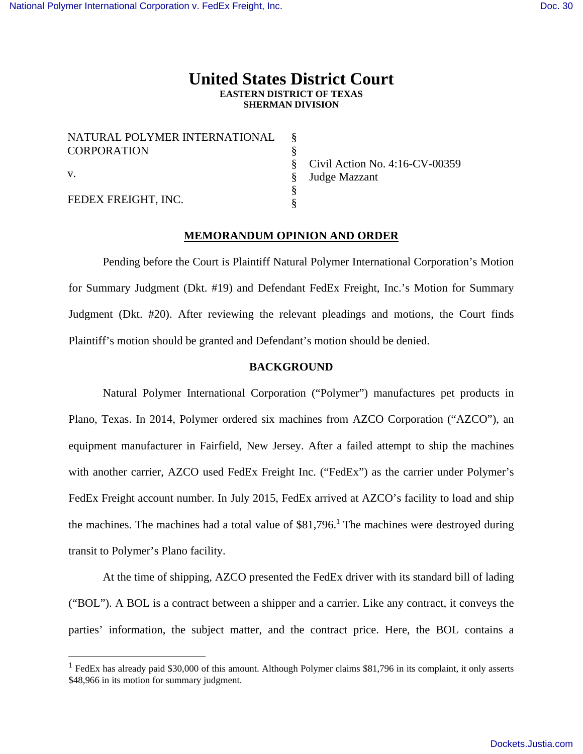# United States District Court

**EASTERN DISTRICT OF TEXAS**
**SHERMAN DIVISION**

| | | |
|---|---|---|
| NATURAL POLYMER INTERNATIONAL CORPORATION | § | |
| | § | |
| v. | § | Civil Action No. 4:16-CV-00359 |
| | § | Judge Mazzant |
| FEDEX FREIGHT, INC. | § | |
| | § | |

## MEMORANDUM OPINION AND ORDER

Pending before the Court is Plaintiff Natural Polymer International Corporation's Motion for Summary Judgment (Dkt. #19) and Defendant FedEx Freight, Inc.'s Motion for Summary Judgment (Dkt. #20). After reviewing the relevant pleadings and motions, the Court finds Plaintiff's motion should be granted and Defendant's motion should be denied.

## BACKGROUND

Natural Polymer International Corporation ("Polymer") manufactures pet products in Plano, Texas. In 2014, Polymer ordered six machines from AZCO Corporation ("AZCO"), an equipment manufacturer in Fairfield, New Jersey. After a failed attempt to ship the machines with another carrier, AZCO used FedEx Freight Inc. ("FedEx") as the carrier under Polymer's FedEx Freight account number. In July 2015, FedEx arrived at AZCO's facility to load and ship the machines. The machines had a total value of $81,796.[1] The machines were destroyed during transit to Polymer's Plano facility.

At the time of shipping, AZCO presented the FedEx driver with its standard bill of lading ("BOL"). A BOL is a contract between a shipper and a carrier. Like any contract, it conveys the parties' information, the subject matter, and the contract price. Here, the BOL contains a

[1] FedEx has already paid $30,000 of this amount. Although Polymer claims $81,796 in its complaint, it only asserts $48,966 in its motion for summary judgment.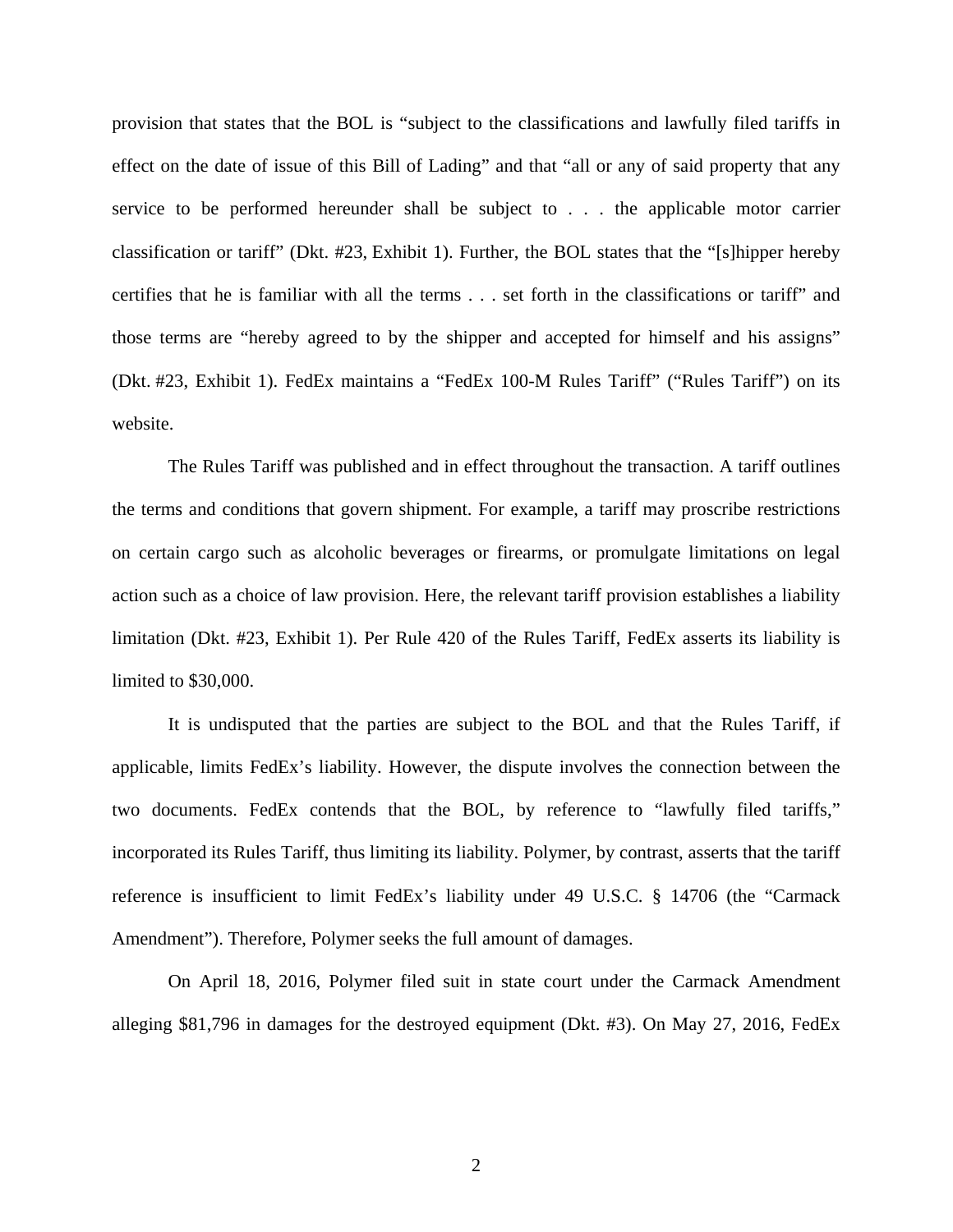provision that states that the BOL is "subject to the classifications and lawfully filed tariffs in effect on the date of issue of this Bill of Lading" and that "all or any of said property that any service to be performed hereunder shall be subject to . . . the applicable motor carrier classification or tariff" (Dkt. #23, Exhibit 1). Further, the BOL states that the "[s]hipper hereby certifies that he is familiar with all the terms . . . set forth in the classifications or tariff" and those terms are "hereby agreed to by the shipper and accepted for himself and his assigns" (Dkt. #23, Exhibit 1). FedEx maintains a "FedEx 100-M Rules Tariff" ("Rules Tariff") on its website.

The Rules Tariff was published and in effect throughout the transaction. A tariff outlines the terms and conditions that govern shipment. For example, a tariff may proscribe restrictions on certain cargo such as alcoholic beverages or firearms, or promulgate limitations on legal action such as a choice of law provision. Here, the relevant tariff provision establishes a liability limitation (Dkt. #23, Exhibit 1). Per Rule 420 of the Rules Tariff, FedEx asserts its liability is limited to $30,000.

It is undisputed that the parties are subject to the BOL and that the Rules Tariff, if applicable, limits FedEx's liability. However, the dispute involves the connection between the two documents. FedEx contends that the BOL, by reference to "lawfully filed tariffs," incorporated its Rules Tariff, thus limiting its liability. Polymer, by contrast, asserts that the tariff reference is insufficient to limit FedEx's liability under 49 U.S.C. § 14706 (the "Carmack Amendment"). Therefore, Polymer seeks the full amount of damages.

On April 18, 2016, Polymer filed suit in state court under the Carmack Amendment alleging $81,796 in damages for the destroyed equipment (Dkt. #3). On May 27, 2016, FedEx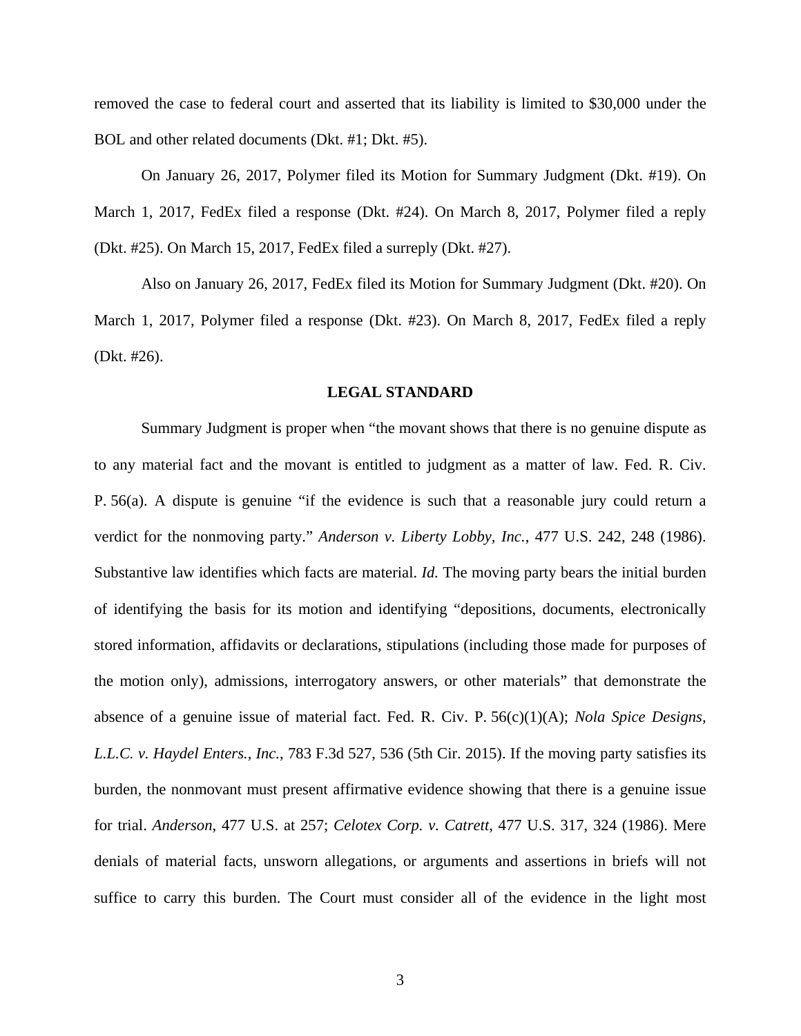removed the case to federal court and asserted that its liability is limited to $30,000 under the BOL and other related documents (Dkt. #1; Dkt. #5).

On January 26, 2017, Polymer filed its Motion for Summary Judgment (Dkt. #19). On March 1, 2017, FedEx filed a response (Dkt. #24). On March 8, 2017, Polymer filed a reply (Dkt. #25). On March 15, 2017, FedEx filed a surreply (Dkt. #27).

Also on January 26, 2017, FedEx filed its Motion for Summary Judgment (Dkt. #20). On March 1, 2017, Polymer filed a response (Dkt. #23). On March 8, 2017, FedEx filed a reply (Dkt. #26).

## LEGAL STANDARD

Summary Judgment is proper when "the movant shows that there is no genuine dispute as to any material fact and the movant is entitled to judgment as a matter of law. Fed. R. Civ. P. 56(a). A dispute is genuine "if the evidence is such that a reasonable jury could return a verdict for the nonmoving party." *Anderson v. Liberty Lobby, Inc.*, 477 U.S. 242, 248 (1986). Substantive law identifies which facts are material. *Id.* The moving party bears the initial burden of identifying the basis for its motion and identifying "depositions, documents, electronically stored information, affidavits or declarations, stipulations (including those made for purposes of the motion only), admissions, interrogatory answers, or other materials" that demonstrate the absence of a genuine issue of material fact. Fed. R. Civ. P. 56(c)(1)(A); *Nola Spice Designs, L.L.C. v. Haydel Enters., Inc.*, 783 F.3d 527, 536 (5th Cir. 2015). If the moving party satisfies its burden, the nonmovant must present affirmative evidence showing that there is a genuine issue for trial. *Anderson*, 477 U.S. at 257; *Celotex Corp. v. Catrett*, 477 U.S. 317, 324 (1986). Mere denials of material facts, unsworn allegations, or arguments and assertions in briefs will not suffice to carry this burden. The Court must consider all of the evidence in the light most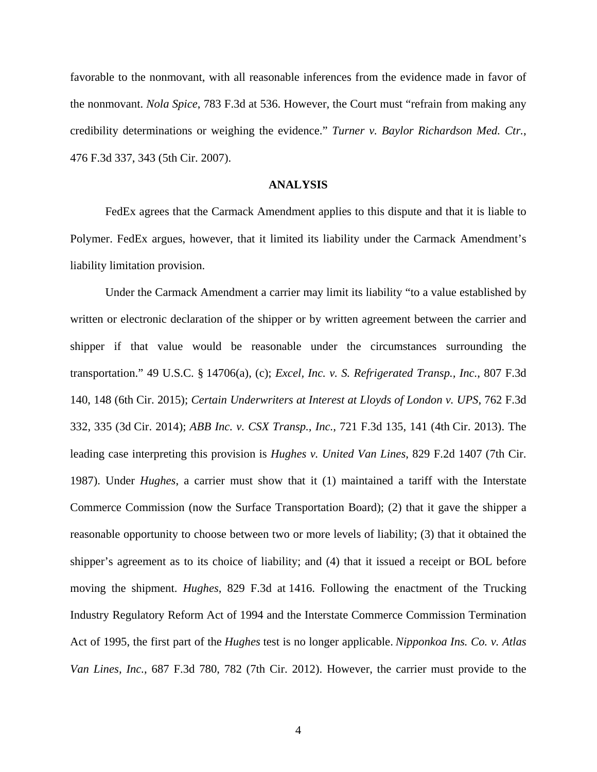favorable to the nonmovant, with all reasonable inferences from the evidence made in favor of the nonmovant. *Nola Spice*, 783 F.3d at 536. However, the Court must "refrain from making any credibility determinations or weighing the evidence." *Turner v. Baylor Richardson Med. Ctr.*, 476 F.3d 337, 343 (5th Cir. 2007).

**ANALYSIS**

FedEx agrees that the Carmack Amendment applies to this dispute and that it is liable to Polymer. FedEx argues, however, that it limited its liability under the Carmack Amendment's liability limitation provision.

Under the Carmack Amendment a carrier may limit its liability "to a value established by written or electronic declaration of the shipper or by written agreement between the carrier and shipper if that value would be reasonable under the circumstances surrounding the transportation." 49 U.S.C. § 14706(a), (c); *Excel, Inc. v. S. Refrigerated Transp., Inc.*, 807 F.3d 140, 148 (6th Cir. 2015); *Certain Underwriters at Interest at Lloyds of London v. UPS*, 762 F.3d 332, 335 (3d Cir. 2014); *ABB Inc. v. CSX Transp., Inc.*, 721 F.3d 135, 141 (4th Cir. 2013). The leading case interpreting this provision is *Hughes v. United Van Lines*, 829 F.2d 1407 (7th Cir. 1987). Under *Hughes*, a carrier must show that it (1) maintained a tariff with the Interstate Commerce Commission (now the Surface Transportation Board); (2) that it gave the shipper a reasonable opportunity to choose between two or more levels of liability; (3) that it obtained the shipper's agreement as to its choice of liability; and (4) that it issued a receipt or BOL before moving the shipment. *Hughes*, 829 F.3d at 1416. Following the enactment of the Trucking Industry Regulatory Reform Act of 1994 and the Interstate Commerce Commission Termination Act of 1995, the first part of the *Hughes* test is no longer applicable. *Nipponkoa Ins. Co. v. Atlas Van Lines, Inc.*, 687 F.3d 780, 782 (7th Cir. 2012). However, the carrier must provide to the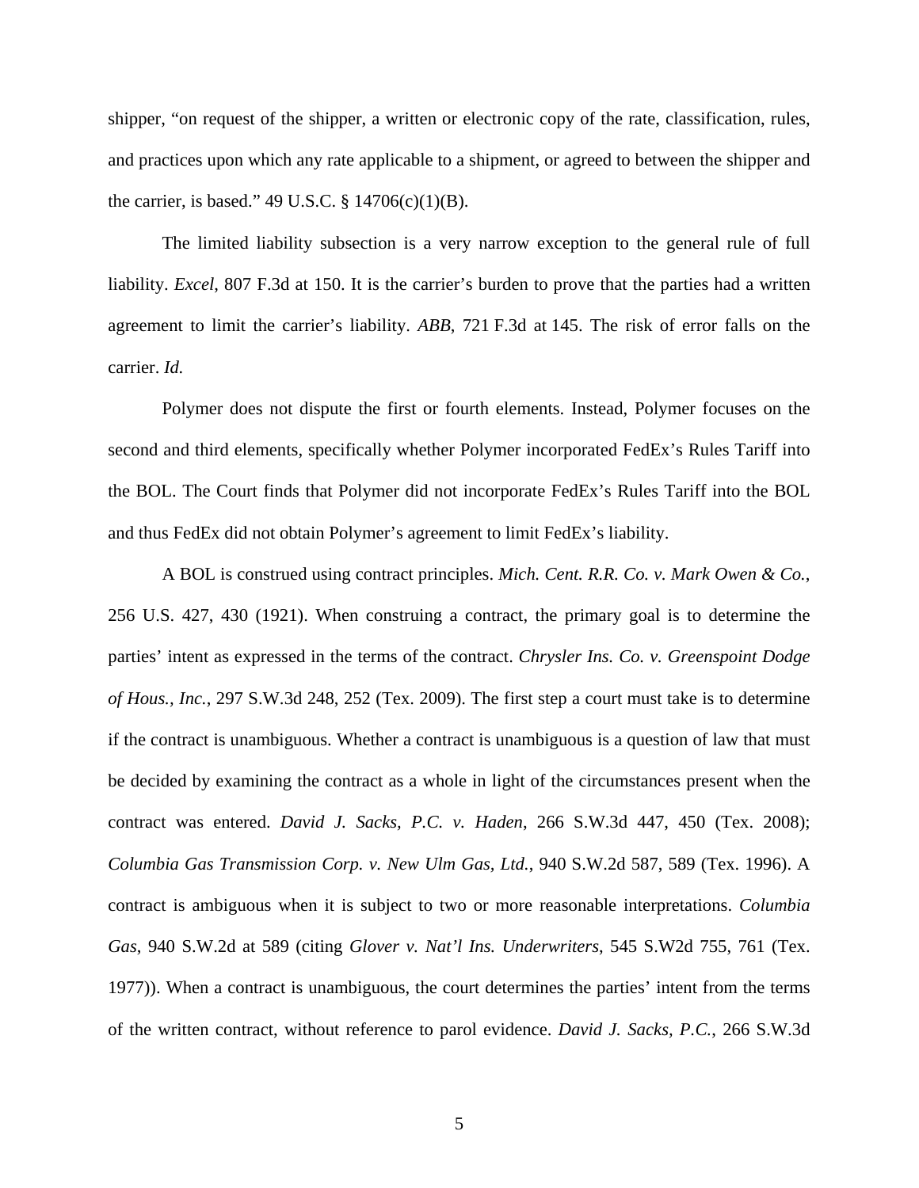shipper, "on request of the shipper, a written or electronic copy of the rate, classification, rules, and practices upon which any rate applicable to a shipment, or agreed to between the shipper and the carrier, is based." 49 U.S.C. § 14706(c)(1)(B).

The limited liability subsection is a very narrow exception to the general rule of full liability. *Excel*, 807 F.3d at 150. It is the carrier's burden to prove that the parties had a written agreement to limit the carrier's liability. *ABB*, 721 F.3d at 145. The risk of error falls on the carrier. *Id.*

Polymer does not dispute the first or fourth elements. Instead, Polymer focuses on the second and third elements, specifically whether Polymer incorporated FedEx's Rules Tariff into the BOL. The Court finds that Polymer did not incorporate FedEx's Rules Tariff into the BOL and thus FedEx did not obtain Polymer's agreement to limit FedEx's liability.

A BOL is construed using contract principles. *Mich. Cent. R.R. Co. v. Mark Owen & Co.*, 256 U.S. 427, 430 (1921). When construing a contract, the primary goal is to determine the parties' intent as expressed in the terms of the contract. *Chrysler Ins. Co. v. Greenspoint Dodge of Hous., Inc.*, 297 S.W.3d 248, 252 (Tex. 2009). The first step a court must take is to determine if the contract is unambiguous. Whether a contract is unambiguous is a question of law that must be decided by examining the contract as a whole in light of the circumstances present when the contract was entered. *David J. Sacks, P.C. v. Haden*, 266 S.W.3d 447, 450 (Tex. 2008); *Columbia Gas Transmission Corp. v. New Ulm Gas, Ltd.*, 940 S.W.2d 587, 589 (Tex. 1996). A contract is ambiguous when it is subject to two or more reasonable interpretations. *Columbia Gas*, 940 S.W.2d at 589 (citing *Glover v. Nat'l Ins. Underwriters*, 545 S.W2d 755, 761 (Tex. 1977)). When a contract is unambiguous, the court determines the parties' intent from the terms of the written contract, without reference to parol evidence. *David J. Sacks, P.C.*, 266 S.W.3d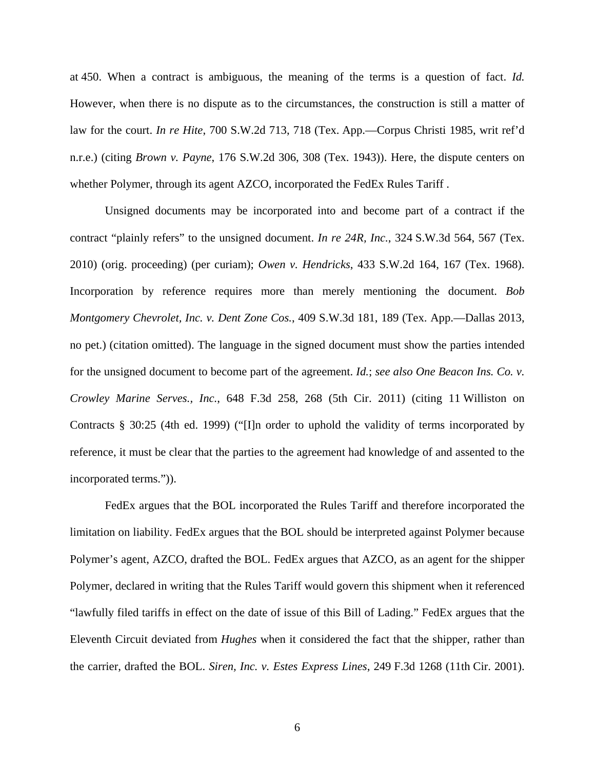at 450. When a contract is ambiguous, the meaning of the terms is a question of fact. *Id.* However, when there is no dispute as to the circumstances, the construction is still a matter of law for the court. *In re Hite*, 700 S.W.2d 713, 718 (Tex. App.—Corpus Christi 1985, writ ref'd n.r.e.) (citing *Brown v. Payne*, 176 S.W.2d 306, 308 (Tex. 1943)). Here, the dispute centers on whether Polymer, through its agent AZCO, incorporated the FedEx Rules Tariff .

Unsigned documents may be incorporated into and become part of a contract if the contract "plainly refers" to the unsigned document. *In re 24R, Inc.*, 324 S.W.3d 564, 567 (Tex. 2010) (orig. proceeding) (per curiam); *Owen v. Hendricks*, 433 S.W.2d 164, 167 (Tex. 1968). Incorporation by reference requires more than merely mentioning the document. *Bob Montgomery Chevrolet, Inc. v. Dent Zone Cos.*, 409 S.W.3d 181, 189 (Tex. App.—Dallas 2013, no pet.) (citation omitted). The language in the signed document must show the parties intended for the unsigned document to become part of the agreement. *Id.*; *see also One Beacon Ins. Co. v. Crowley Marine Serves., Inc.*, 648 F.3d 258, 268 (5th Cir. 2011) (citing 11 Williston on Contracts § 30:25 (4th ed. 1999) ("[I]n order to uphold the validity of terms incorporated by reference, it must be clear that the parties to the agreement had knowledge of and assented to the incorporated terms.")).

FedEx argues that the BOL incorporated the Rules Tariff and therefore incorporated the limitation on liability. FedEx argues that the BOL should be interpreted against Polymer because Polymer's agent, AZCO, drafted the BOL. FedEx argues that AZCO, as an agent for the shipper Polymer, declared in writing that the Rules Tariff would govern this shipment when it referenced "lawfully filed tariffs in effect on the date of issue of this Bill of Lading." FedEx argues that the Eleventh Circuit deviated from *Hughes* when it considered the fact that the shipper, rather than the carrier, drafted the BOL. *Siren, Inc. v. Estes Express Lines*, 249 F.3d 1268 (11th Cir. 2001).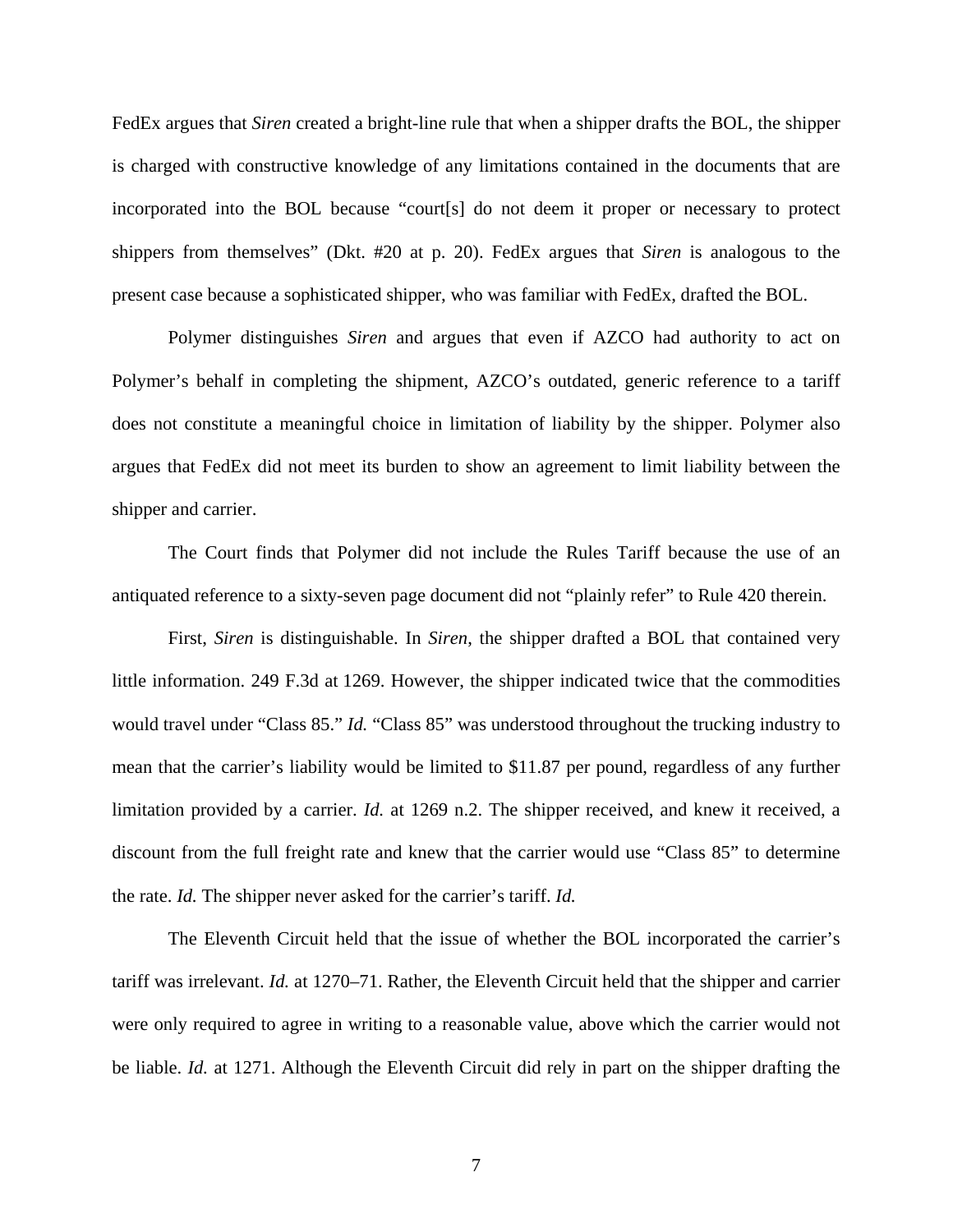FedEx argues that *Siren* created a bright-line rule that when a shipper drafts the BOL, the shipper is charged with constructive knowledge of any limitations contained in the documents that are incorporated into the BOL because "court[s] do not deem it proper or necessary to protect shippers from themselves" (Dkt. #20 at p. 20). FedEx argues that *Siren* is analogous to the present case because a sophisticated shipper, who was familiar with FedEx, drafted the BOL.

Polymer distinguishes *Siren* and argues that even if AZCO had authority to act on Polymer's behalf in completing the shipment, AZCO's outdated, generic reference to a tariff does not constitute a meaningful choice in limitation of liability by the shipper. Polymer also argues that FedEx did not meet its burden to show an agreement to limit liability between the shipper and carrier.

The Court finds that Polymer did not include the Rules Tariff because the use of an antiquated reference to a sixty-seven page document did not "plainly refer" to Rule 420 therein.

First, *Siren* is distinguishable. In *Siren*, the shipper drafted a BOL that contained very little information. 249 F.3d at 1269. However, the shipper indicated twice that the commodities would travel under "Class 85." *Id.* "Class 85" was understood throughout the trucking industry to mean that the carrier's liability would be limited to $11.87 per pound, regardless of any further limitation provided by a carrier. *Id.* at 1269 n.2. The shipper received, and knew it received, a discount from the full freight rate and knew that the carrier would use "Class 85" to determine the rate. *Id.* The shipper never asked for the carrier's tariff. *Id.*

The Eleventh Circuit held that the issue of whether the BOL incorporated the carrier's tariff was irrelevant. *Id.* at 1270–71. Rather, the Eleventh Circuit held that the shipper and carrier were only required to agree in writing to a reasonable value, above which the carrier would not be liable. *Id.* at 1271. Although the Eleventh Circuit did rely in part on the shipper drafting the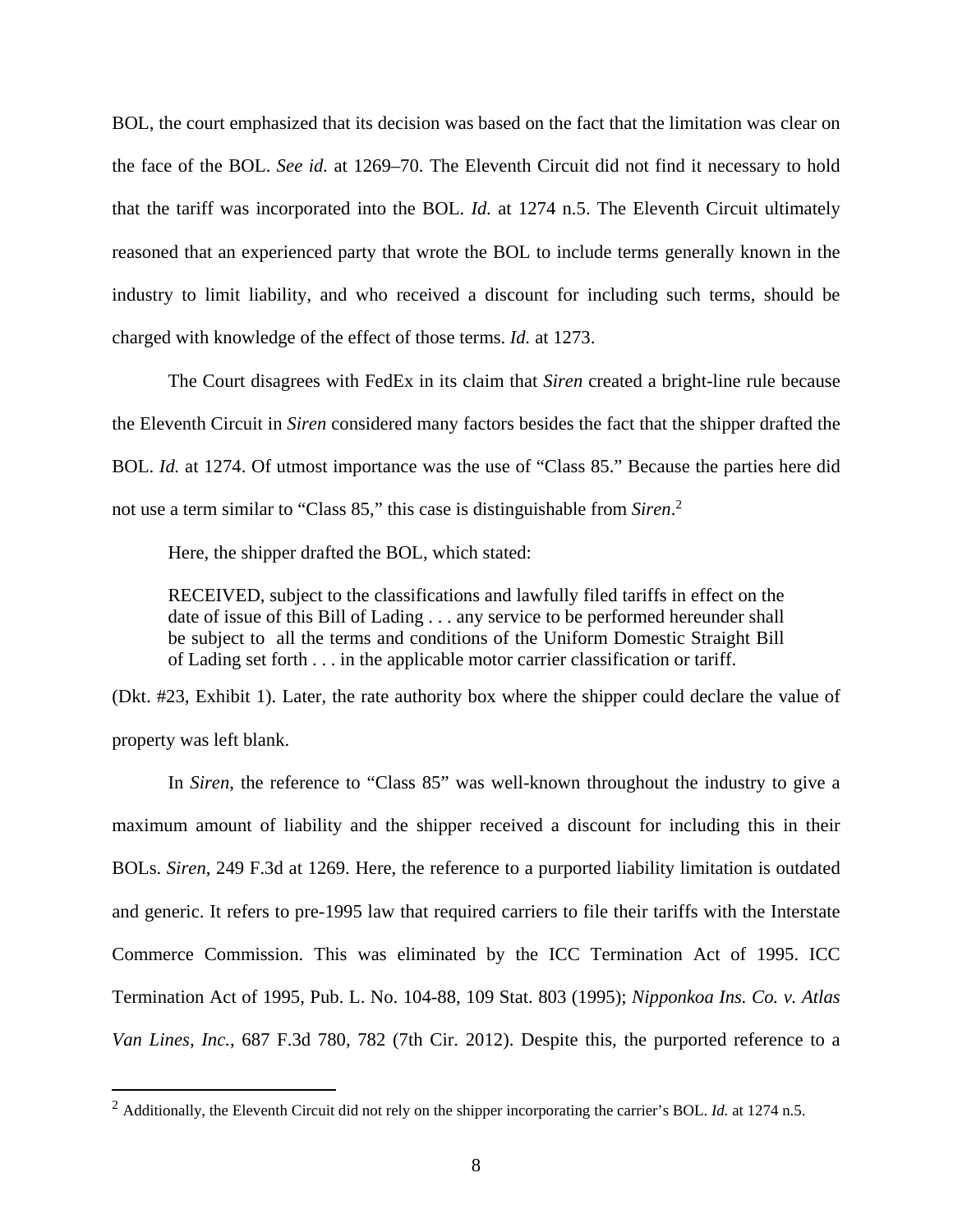BOL, the court emphasized that its decision was based on the fact that the limitation was clear on the face of the BOL. *See id.* at 1269–70. The Eleventh Circuit did not find it necessary to hold that the tariff was incorporated into the BOL. *Id.* at 1274 n.5. The Eleventh Circuit ultimately reasoned that an experienced party that wrote the BOL to include terms generally known in the industry to limit liability, and who received a discount for including such terms, should be charged with knowledge of the effect of those terms. *Id.* at 1273.

The Court disagrees with FedEx in its claim that *Siren* created a bright-line rule because the Eleventh Circuit in *Siren* considered many factors besides the fact that the shipper drafted the BOL. *Id.* at 1274. Of utmost importance was the use of "Class 85." Because the parties here did not use a term similar to "Class 85," this case is distinguishable from *Siren*.[2]

Here, the shipper drafted the BOL, which stated:

> RECEIVED, subject to the classifications and lawfully filed tariffs in effect on the date of issue of this Bill of Lading . . . any service to be performed hereunder shall be subject to all the terms and conditions of the Uniform Domestic Straight Bill of Lading set forth . . . in the applicable motor carrier classification or tariff.

(Dkt. #23, Exhibit 1). Later, the rate authority box where the shipper could declare the value of property was left blank.

In *Siren*, the reference to "Class 85" was well-known throughout the industry to give a maximum amount of liability and the shipper received a discount for including this in their BOLs. *Siren*, 249 F.3d at 1269. Here, the reference to a purported liability limitation is outdated and generic. It refers to pre-1995 law that required carriers to file their tariffs with the Interstate Commerce Commission. This was eliminated by the ICC Termination Act of 1995. ICC Termination Act of 1995, Pub. L. No. 104-88, 109 Stat. 803 (1995); *Nipponkoa Ins. Co. v. Atlas Van Lines, Inc.*, 687 F.3d 780, 782 (7th Cir. 2012). Despite this, the purported reference to a

[2] Additionally, the Eleventh Circuit did not rely on the shipper incorporating the carrier's BOL. *Id.* at 1274 n.5.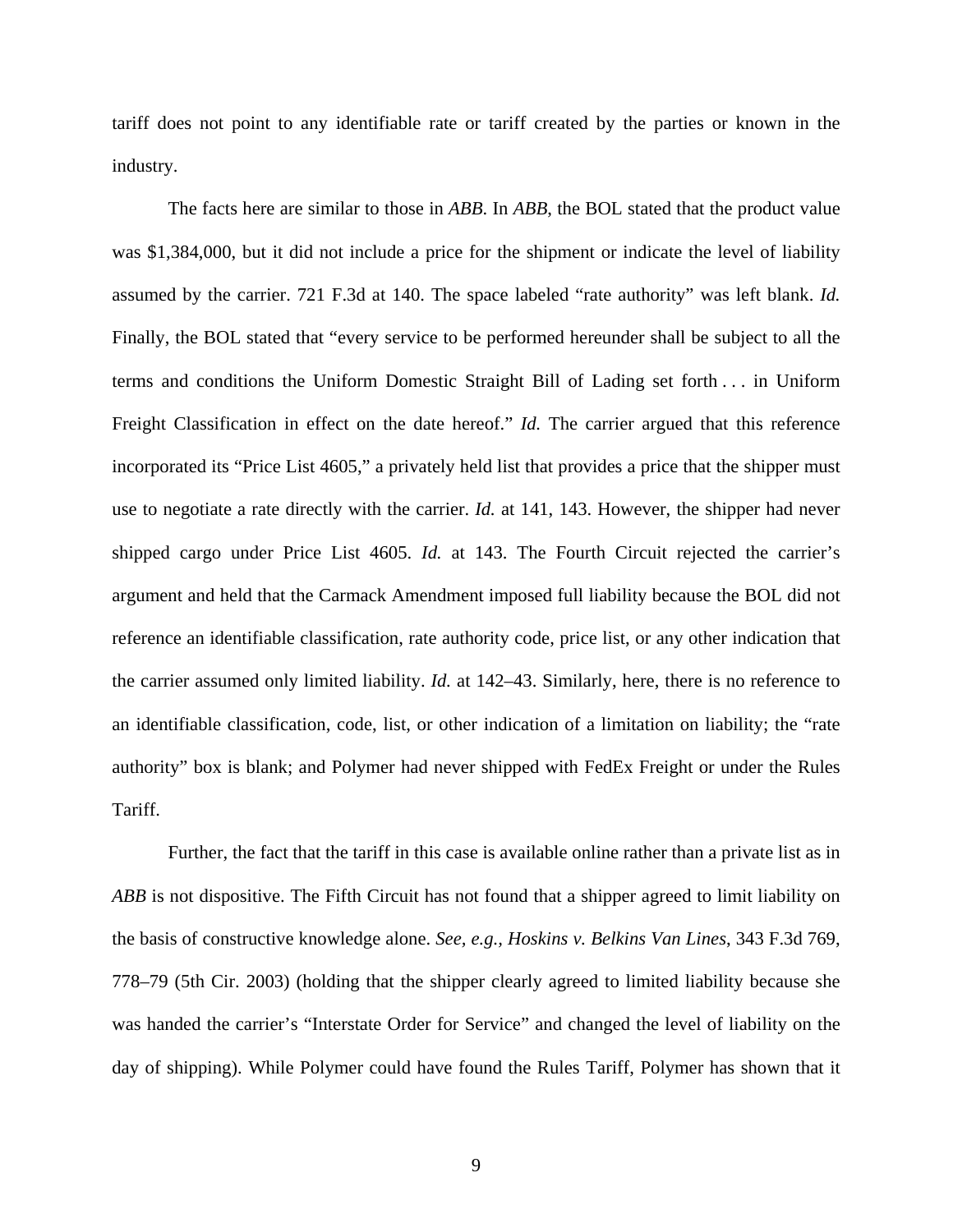tariff does not point to any identifiable rate or tariff created by the parties or known in the industry.

The facts here are similar to those in *ABB*. In *ABB*, the BOL stated that the product value was $1,384,000, but it did not include a price for the shipment or indicate the level of liability assumed by the carrier. 721 F.3d at 140. The space labeled "rate authority" was left blank. *Id.* Finally, the BOL stated that "every service to be performed hereunder shall be subject to all the terms and conditions the Uniform Domestic Straight Bill of Lading set forth . . . in Uniform Freight Classification in effect on the date hereof." *Id.* The carrier argued that this reference incorporated its "Price List 4605," a privately held list that provides a price that the shipper must use to negotiate a rate directly with the carrier. *Id.* at 141, 143. However, the shipper had never shipped cargo under Price List 4605. *Id.* at 143. The Fourth Circuit rejected the carrier's argument and held that the Carmack Amendment imposed full liability because the BOL did not reference an identifiable classification, rate authority code, price list, or any other indication that the carrier assumed only limited liability. *Id.* at 142–43. Similarly, here, there is no reference to an identifiable classification, code, list, or other indication of a limitation on liability; the "rate authority" box is blank; and Polymer had never shipped with FedEx Freight or under the Rules Tariff.

Further, the fact that the tariff in this case is available online rather than a private list as in *ABB* is not dispositive. The Fifth Circuit has not found that a shipper agreed to limit liability on the basis of constructive knowledge alone. *See, e.g., Hoskins v. Belkins Van Lines*, 343 F.3d 769, 778–79 (5th Cir. 2003) (holding that the shipper clearly agreed to limited liability because she was handed the carrier's "Interstate Order for Service" and changed the level of liability on the day of shipping). While Polymer could have found the Rules Tariff, Polymer has shown that it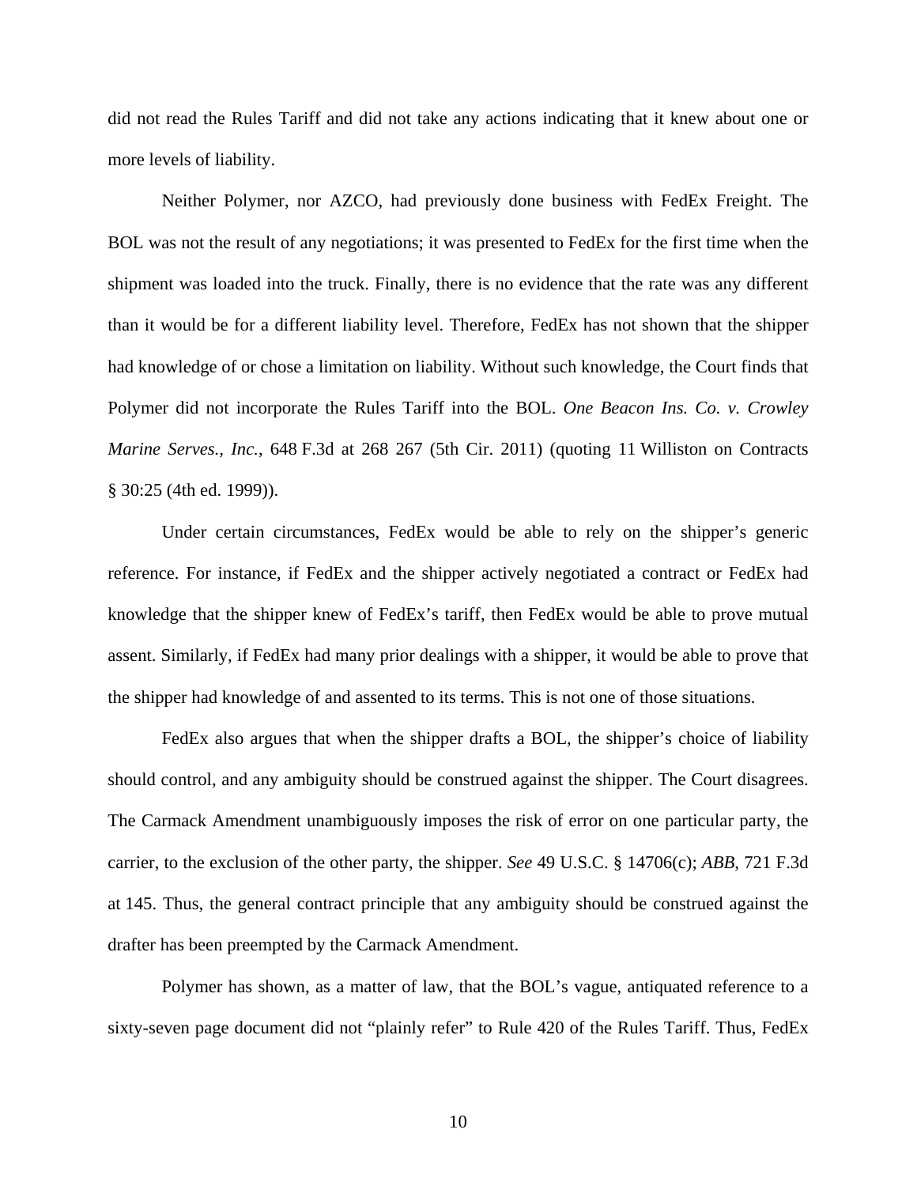did not read the Rules Tariff and did not take any actions indicating that it knew about one or more levels of liability.

Neither Polymer, nor AZCO, had previously done business with FedEx Freight. The BOL was not the result of any negotiations; it was presented to FedEx for the first time when the shipment was loaded into the truck. Finally, there is no evidence that the rate was any different than it would be for a different liability level. Therefore, FedEx has not shown that the shipper had knowledge of or chose a limitation on liability. Without such knowledge, the Court finds that Polymer did not incorporate the Rules Tariff into the BOL. *One Beacon Ins. Co. v. Crowley Marine Serves., Inc.*, 648 F.3d at 268 267 (5th Cir. 2011) (quoting 11 Williston on Contracts § 30:25 (4th ed. 1999)).

Under certain circumstances, FedEx would be able to rely on the shipper's generic reference. For instance, if FedEx and the shipper actively negotiated a contract or FedEx had knowledge that the shipper knew of FedEx's tariff, then FedEx would be able to prove mutual assent. Similarly, if FedEx had many prior dealings with a shipper, it would be able to prove that the shipper had knowledge of and assented to its terms. This is not one of those situations.

FedEx also argues that when the shipper drafts a BOL, the shipper's choice of liability should control, and any ambiguity should be construed against the shipper. The Court disagrees. The Carmack Amendment unambiguously imposes the risk of error on one particular party, the carrier, to the exclusion of the other party, the shipper. *See* 49 U.S.C. § 14706(c); *ABB*, 721 F.3d at 145. Thus, the general contract principle that any ambiguity should be construed against the drafter has been preempted by the Carmack Amendment.

Polymer has shown, as a matter of law, that the BOL's vague, antiquated reference to a sixty-seven page document did not "plainly refer" to Rule 420 of the Rules Tariff. Thus, FedEx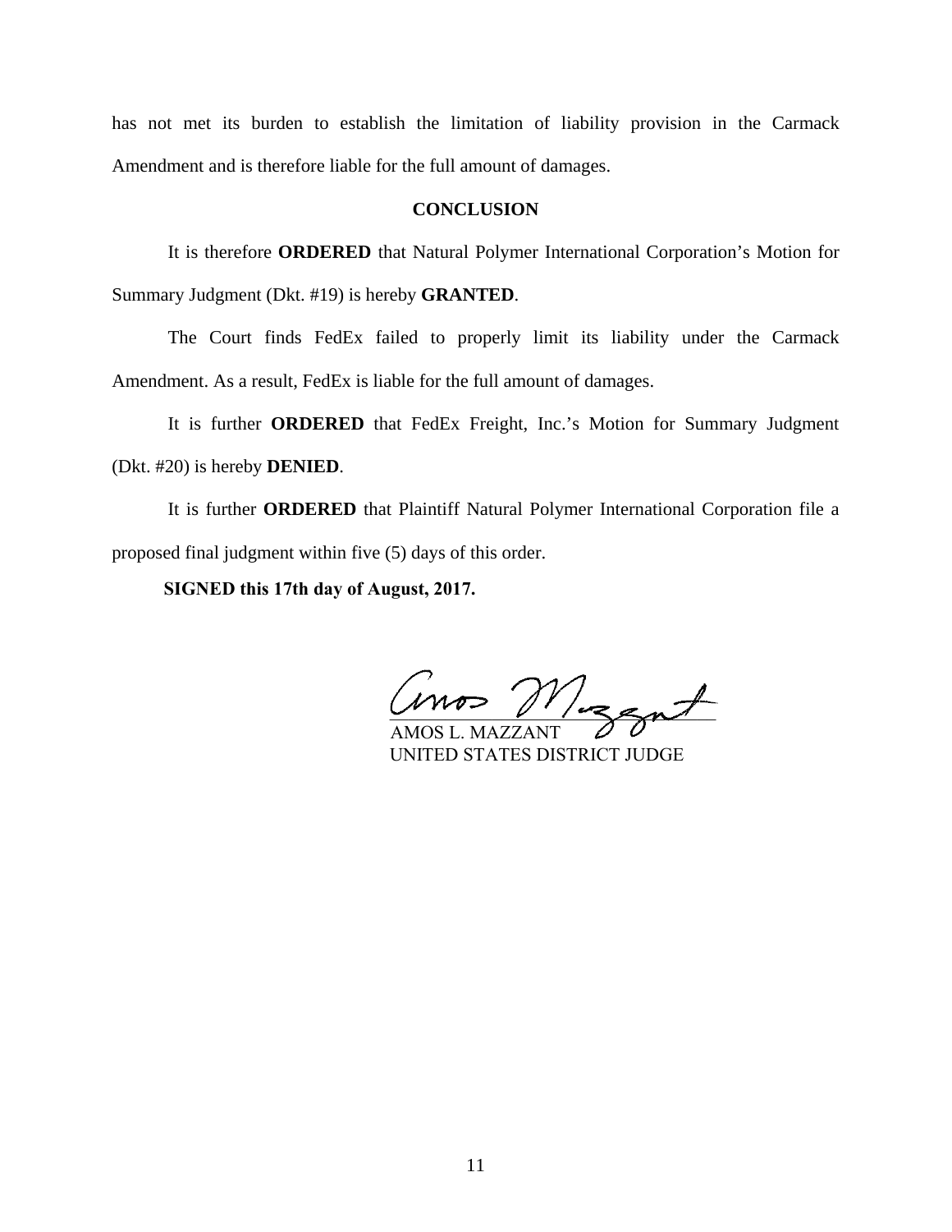has not met its burden to establish the limitation of liability provision in the Carmack Amendment and is therefore liable for the full amount of damages.

**CONCLUSION**

It is therefore **ORDERED** that Natural Polymer International Corporation's Motion for Summary Judgment (Dkt. #19) is hereby **GRANTED**.

The Court finds FedEx failed to properly limit its liability under the Carmack Amendment. As a result, FedEx is liable for the full amount of damages.

It is further **ORDERED** that FedEx Freight, Inc.'s Motion for Summary Judgment (Dkt. #20) is hereby **DENIED**.

It is further **ORDERED** that Plaintiff Natural Polymer International Corporation file a proposed final judgment within five (5) days of this order.

**SIGNED this 17th day of August, 2017.**

AMOS L. MAZZANT
UNITED STATES DISTRICT JUDGE